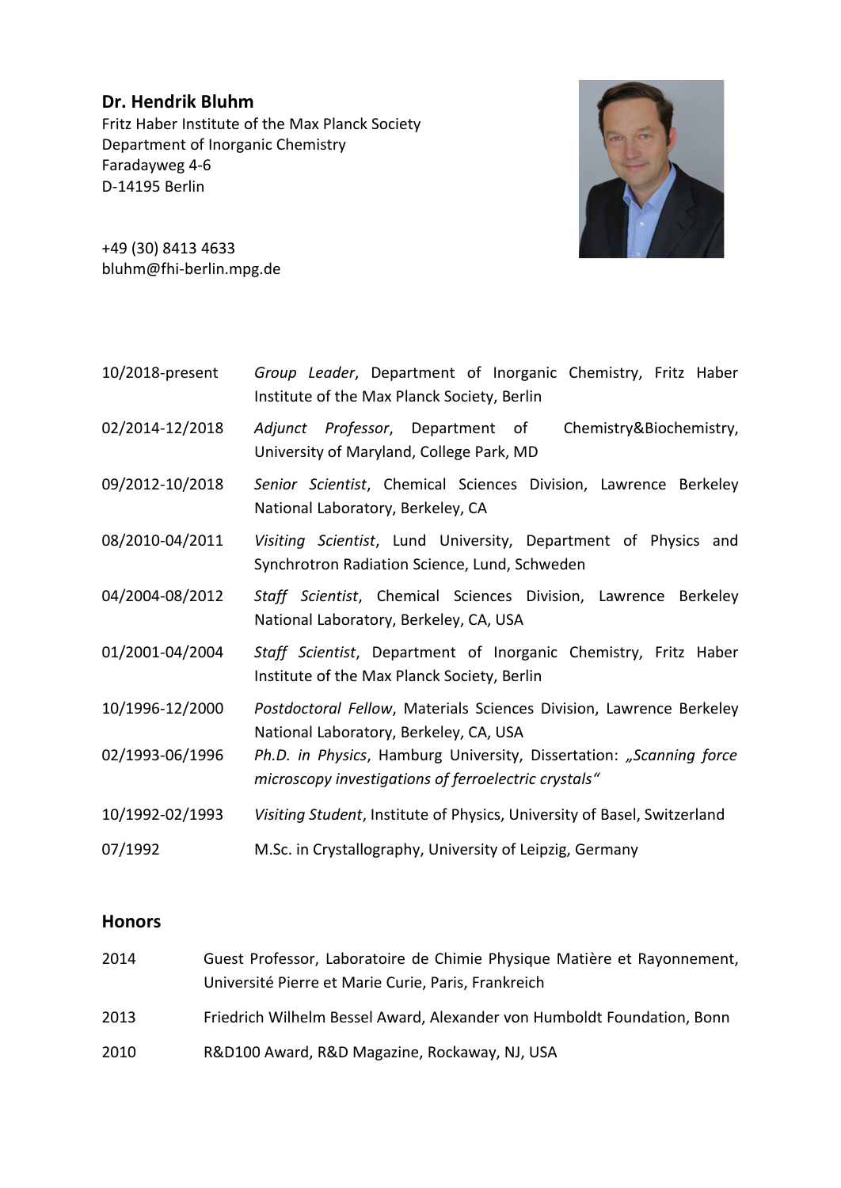**Dr. Hendrik Bluhm**
Fritz Haber Institute of the Max Planck Society
Department of Inorganic Chemistry
Faradayweg 4-6
D-14195 Berlin

+49 (30) 8413 4633
bluhm@fhi-berlin.mpg.de

| | |
|---|---|
| 10/2018-present | *Group Leader*, Department of Inorganic Chemistry, Fritz Haber Institute of the Max Planck Society, Berlin |
| 02/2014-12/2018 | *Adjunct Professor*, Department of Chemistry&Biochemistry, University of Maryland, College Park, MD |
| 09/2012-10/2018 | *Senior Scientist*, Chemical Sciences Division, Lawrence Berkeley National Laboratory, Berkeley, CA |
| 08/2010-04/2011 | *Visiting Scientist*, Lund University, Department of Physics and Synchrotron Radiation Science, Lund, Schweden |
| 04/2004-08/2012 | *Staff Scientist*, Chemical Sciences Division, Lawrence Berkeley National Laboratory, Berkeley, CA, USA |
| 01/2001-04/2004 | *Staff Scientist*, Department of Inorganic Chemistry, Fritz Haber Institute of the Max Planck Society, Berlin |
| 10/1996-12/2000 | *Postdoctoral Fellow*, Materials Sciences Division, Lawrence Berkeley National Laboratory, Berkeley, CA, USA |
| 02/1993-06/1996 | *Ph.D. in Physics*, Hamburg University, Dissertation: *„Scanning force microscopy investigations of ferroelectric crystals"* |
| 10/1992-02/1993 | *Visiting Student*, Institute of Physics, University of Basel, Switzerland |
| 07/1992 | M.Sc. in Crystallography, University of Leipzig, Germany |

## Honors

| | |
|---|---|
| 2014 | Guest Professor, Laboratoire de Chimie Physique Matière et Rayonnement, Université Pierre et Marie Curie, Paris, Frankreich |
| 2013 | Friedrich Wilhelm Bessel Award, Alexander von Humboldt Foundation, Bonn |
| 2010 | R&D100 Award, R&D Magazine, Rockaway, NJ, USA |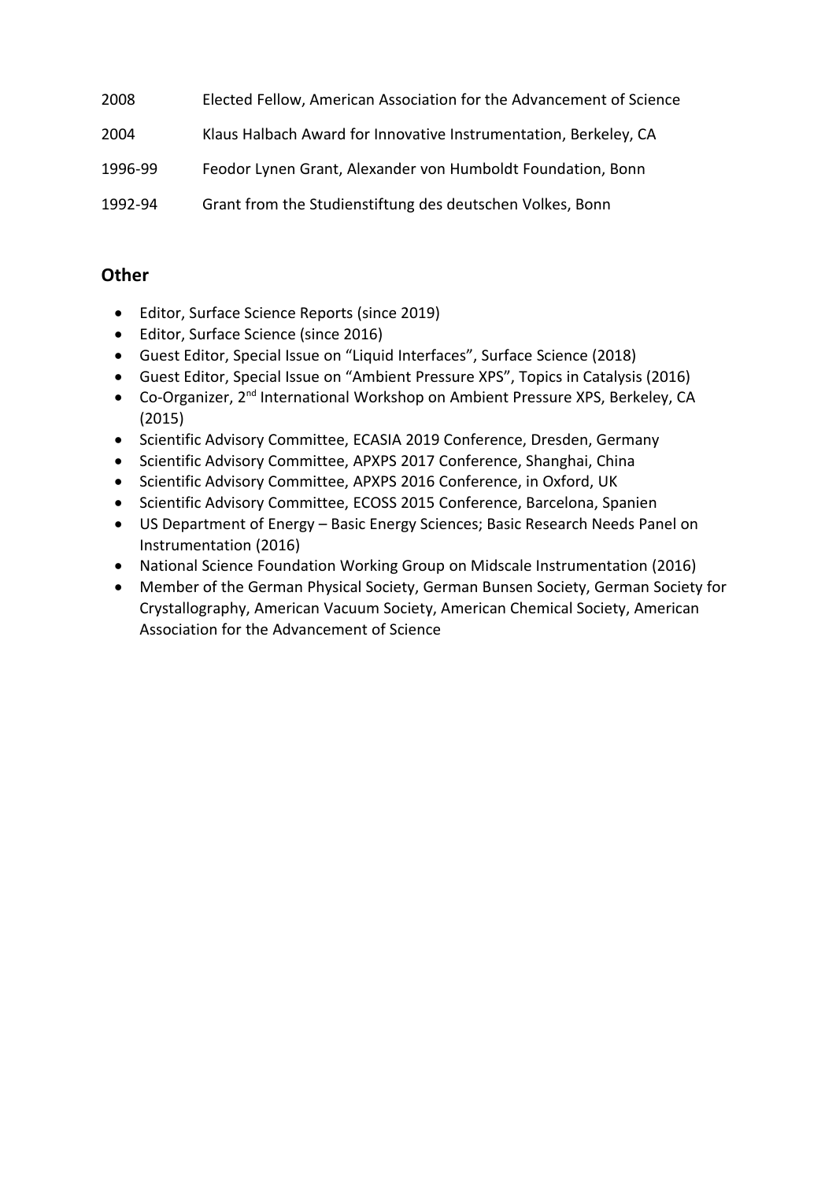| | |
|---|---|
| 2008 | Elected Fellow, American Association for the Advancement of Science |
| 2004 | Klaus Halbach Award for Innovative Instrumentation, Berkeley, CA |
| 1996-99 | Feodor Lynen Grant, Alexander von Humboldt Foundation, Bonn |
| 1992-94 | Grant from the Studienstiftung des deutschen Volkes, Bonn |

## Other

- Editor, Surface Science Reports (since 2019)
- Editor, Surface Science (since 2016)
- Guest Editor, Special Issue on "Liquid Interfaces", Surface Science (2018)
- Guest Editor, Special Issue on "Ambient Pressure XPS", Topics in Catalysis (2016)
- Co-Organizer, 2nd International Workshop on Ambient Pressure XPS, Berkeley, CA (2015)
- Scientific Advisory Committee, ECASIA 2019 Conference, Dresden, Germany
- Scientific Advisory Committee, APXPS 2017 Conference, Shanghai, China
- Scientific Advisory Committee, APXPS 2016 Conference, in Oxford, UK
- Scientific Advisory Committee, ECOSS 2015 Conference, Barcelona, Spanien
- US Department of Energy – Basic Energy Sciences; Basic Research Needs Panel on Instrumentation (2016)
- National Science Foundation Working Group on Midscale Instrumentation (2016)
- Member of the German Physical Society, German Bunsen Society, German Society for Crystallography, American Vacuum Society, American Chemical Society, American Association for the Advancement of Science